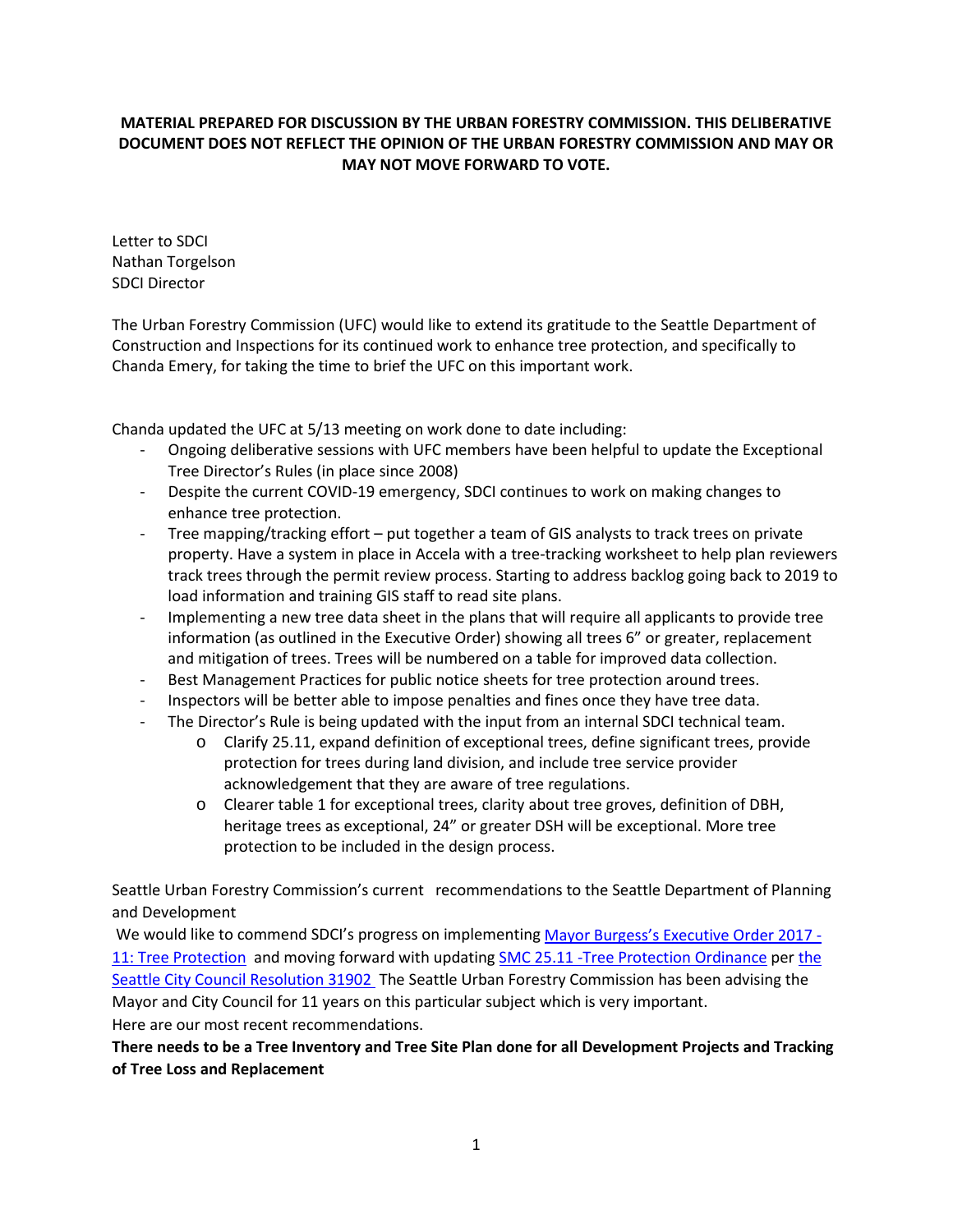**MATERIAL PREPARED FOR DISCUSSION BY THE URBAN FORESTRY COMMISSION. THIS DELIBERATIVE DOCUMENT DOES NOT REFLECT THE OPINION OF THE URBAN FORESTRY COMMISSION AND MAY OR MAY NOT MOVE FORWARD TO VOTE.**

Letter to SDCI
Nathan Torgelson
SDCI Director

The Urban Forestry Commission (UFC) would like to extend its gratitude to the Seattle Department of Construction and Inspections for its continued work to enhance tree protection, and specifically to Chanda Emery, for taking the time to brief the UFC on this important work.

Chanda updated the UFC at 5/13 meeting on work done to date including:

- Ongoing deliberative sessions with UFC members have been helpful to update the Exceptional Tree Director's Rules (in place since 2008)
- Despite the current COVID-19 emergency, SDCI continues to work on making changes to enhance tree protection.
- Tree mapping/tracking effort – put together a team of GIS analysts to track trees on private property. Have a system in place in Accela with a tree-tracking worksheet to help plan reviewers track trees through the permit review process. Starting to address backlog going back to 2019 to load information and training GIS staff to read site plans.
- Implementing a new tree data sheet in the plans that will require all applicants to provide tree information (as outlined in the Executive Order) showing all trees 6" or greater, replacement and mitigation of trees. Trees will be numbered on a table for improved data collection.
- Best Management Practices for public notice sheets for tree protection around trees.
- Inspectors will be better able to impose penalties and fines once they have tree data.
- The Director's Rule is being updated with the input from an internal SDCI technical team.
    - Clarify 25.11, expand definition of exceptional trees, define significant trees, provide protection for trees during land division, and include tree service provider acknowledgement that they are aware of tree regulations.
    - Clearer table 1 for exceptional trees, clarity about tree groves, definition of DBH, heritage trees as exceptional, 24" or greater DSH will be exceptional. More tree protection to be included in the design process.

Seattle Urban Forestry Commission's current recommendations to the Seattle Department of Planning and Development

We would like to commend SDCI's progress on implementing Mayor Burgess's Executive Order 2017 - 11: Tree Protection and moving forward with updating SMC 25.11 -Tree Protection Ordinance per the Seattle City Council Resolution 31902 The Seattle Urban Forestry Commission has been advising the Mayor and City Council for 11 years on this particular subject which is very important.
Here are our most recent recommendations.

**There needs to be a Tree Inventory and Tree Site Plan done for all Development Projects and Tracking of Tree Loss and Replacement**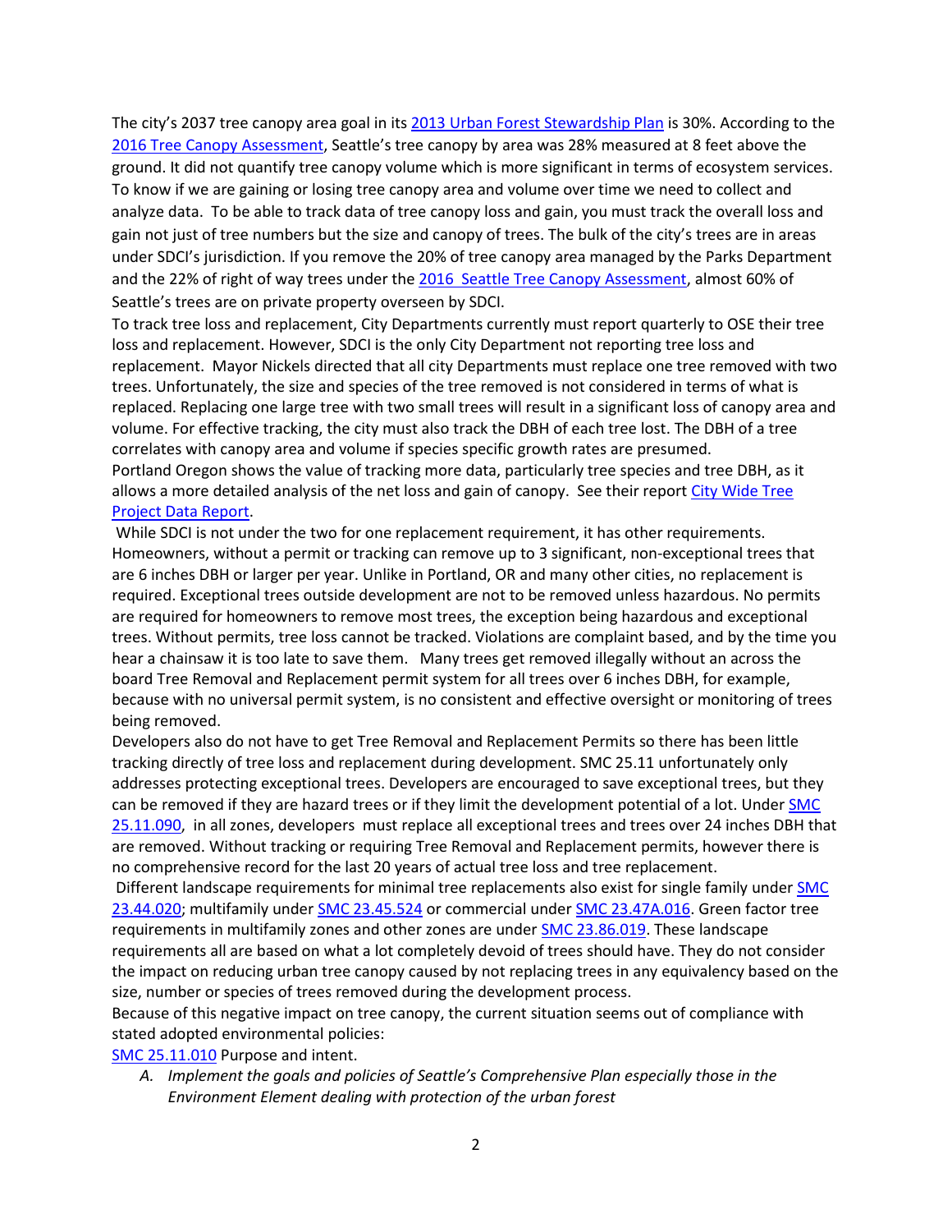The city's 2037 tree canopy area goal in its 2013 Urban Forest Stewardship Plan is 30%. According to the 2016 Tree Canopy Assessment, Seattle's tree canopy by area was 28% measured at 8 feet above the ground. It did not quantify tree canopy volume which is more significant in terms of ecosystem services. To know if we are gaining or losing tree canopy area and volume over time we need to collect and analyze data. To be able to track data of tree canopy loss and gain, you must track the overall loss and gain not just of tree numbers but the size and canopy of trees. The bulk of the city's trees are in areas under SDCI's jurisdiction. If you remove the 20% of tree canopy area managed by the Parks Department and the 22% of right of way trees under the 2016 Seattle Tree Canopy Assessment, almost 60% of Seattle's trees are on private property overseen by SDCI.

To track tree loss and replacement, City Departments currently must report quarterly to OSE their tree loss and replacement. However, SDCI is the only City Department not reporting tree loss and replacement. Mayor Nickels directed that all city Departments must replace one tree removed with two trees. Unfortunately, the size and species of the tree removed is not considered in terms of what is replaced. Replacing one large tree with two small trees will result in a significant loss of canopy area and volume. For effective tracking, the city must also track the DBH of each tree lost. The DBH of a tree correlates with canopy area and volume if species specific growth rates are presumed.

Portland Oregon shows the value of tracking more data, particularly tree species and tree DBH, as it allows a more detailed analysis of the net loss and gain of canopy. See their report City Wide Tree Project Data Report.

While SDCI is not under the two for one replacement requirement, it has other requirements. Homeowners, without a permit or tracking can remove up to 3 significant, non-exceptional trees that are 6 inches DBH or larger per year. Unlike in Portland, OR and many other cities, no replacement is required. Exceptional trees outside development are not to be removed unless hazardous. No permits are required for homeowners to remove most trees, the exception being hazardous and exceptional trees. Without permits, tree loss cannot be tracked. Violations are complaint based, and by the time you hear a chainsaw it is too late to save them. Many trees get removed illegally without an across the board Tree Removal and Replacement permit system for all trees over 6 inches DBH, for example, because with no universal permit system, is no consistent and effective oversight or monitoring of trees being removed.

Developers also do not have to get Tree Removal and Replacement Permits so there has been little tracking directly of tree loss and replacement during development. SMC 25.11 unfortunately only addresses protecting exceptional trees. Developers are encouraged to save exceptional trees, but they can be removed if they are hazard trees or if they limit the development potential of a lot. Under SMC 25.11.090, in all zones, developers must replace all exceptional trees and trees over 24 inches DBH that are removed. Without tracking or requiring Tree Removal and Replacement permits, however there is no comprehensive record for the last 20 years of actual tree loss and tree replacement.

Different landscape requirements for minimal tree replacements also exist for single family under SMC 23.44.020; multifamily under SMC 23.45.524 or commercial under SMC 23.47A.016. Green factor tree requirements in multifamily zones and other zones are under SMC 23.86.019. These landscape requirements all are based on what a lot completely devoid of trees should have. They do not consider the impact on reducing urban tree canopy caused by not replacing trees in any equivalency based on the size, number or species of trees removed during the development process.

Because of this negative impact on tree canopy, the current situation seems out of compliance with stated adopted environmental policies:

SMC 25.11.010 Purpose and intent.

*A. Implement the goals and policies of Seattle's Comprehensive Plan especially those in the Environment Element dealing with protection of the urban forest*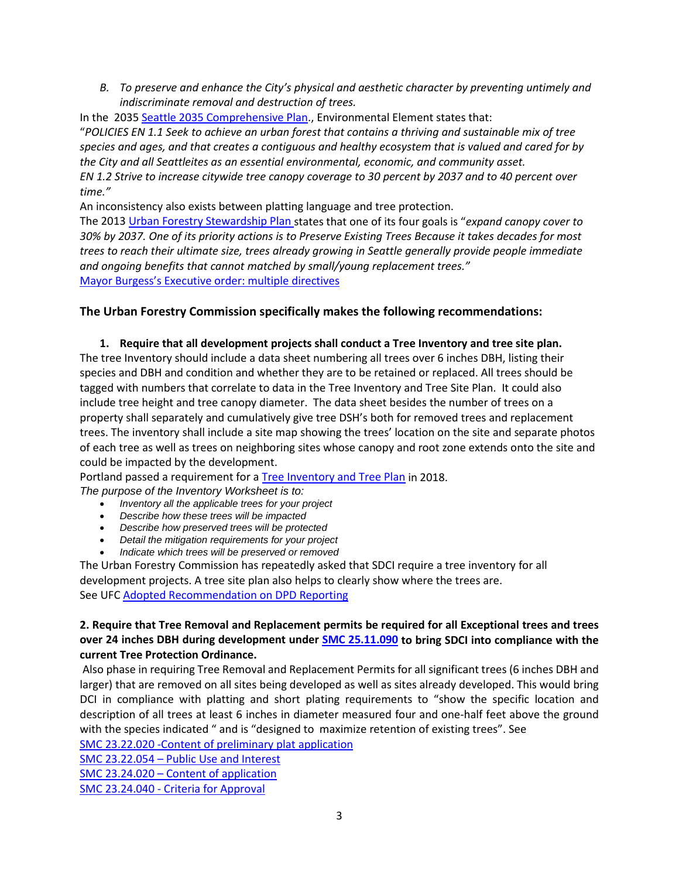*B. To preserve and enhance the City's physical and aesthetic character by preventing untimely and indiscriminate removal and destruction of trees.*

In the 2035 Seattle 2035 Comprehensive Plan., Environmental Element states that:

"*POLICIES EN 1.1 Seek to achieve an urban forest that contains a thriving and sustainable mix of tree species and ages, and that creates a contiguous and healthy ecosystem that is valued and cared for by the City and all Seattleites as an essential environmental, economic, and community asset.*

*EN 1.2 Strive to increase citywide tree canopy coverage to 30 percent by 2037 and to 40 percent over time."*

An inconsistency also exists between platting language and tree protection.

The 2013 Urban Forestry Stewardship Plan states that one of its four goals is "*expand canopy cover to 30% by 2037. One of its priority actions is to Preserve Existing Trees Because it takes decades for most trees to reach their ultimate size, trees already growing in Seattle generally provide people immediate and ongoing benefits that cannot matched by small/young replacement trees."*

Mayor Burgess's Executive order: multiple directives

## The Urban Forestry Commission specifically makes the following recommendations:

**1. Require that all development projects shall conduct a Tree Inventory and tree site plan.**

The tree Inventory should include a data sheet numbering all trees over 6 inches DBH, listing their species and DBH and condition and whether they are to be retained or replaced. All trees should be tagged with numbers that correlate to data in the Tree Inventory and Tree Site Plan. It could also include tree height and tree canopy diameter. The data sheet besides the number of trees on a property shall separately and cumulatively give tree DSH's both for removed trees and replacement trees. The inventory shall include a site map showing the trees' location on the site and separate photos of each tree as well as trees on neighboring sites whose canopy and root zone extends onto the site and could be impacted by the development.

Portland passed a requirement for a Tree Inventory and Tree Plan in 2018.

*The purpose of the Inventory Worksheet is to:*

- *Inventory all the applicable trees for your project*
- *Describe how these trees will be impacted*
- *Describe how preserved trees will be protected*
- *Detail the mitigation requirements for your project*
- *Indicate which trees will be preserved or removed*

The Urban Forestry Commission has repeatedly asked that SDCI require a tree inventory for all development projects. A tree site plan also helps to clearly show where the trees are.

See UFC Adopted Recommendation on DPD Reporting

**2. Require that Tree Removal and Replacement permits be required for all Exceptional trees and trees over 24 inches DBH during development under SMC 25.11.090 to bring SDCI into compliance with the current Tree Protection Ordinance.**

Also phase in requiring Tree Removal and Replacement Permits for all significant trees (6 inches DBH and larger) that are removed on all sites being developed as well as sites already developed. This would bring DCI in compliance with platting and short plating requirements to "show the specific location and description of all trees at least 6 inches in diameter measured four and one-half feet above the ground with the species indicated " and is "designed to maximize retention of existing trees". See

SMC 23.22.020 -Content of preliminary plat application

SMC 23.22.054 – Public Use and Interest

SMC 23.24.020 – Content of application

SMC 23.24.040 - Criteria for Approval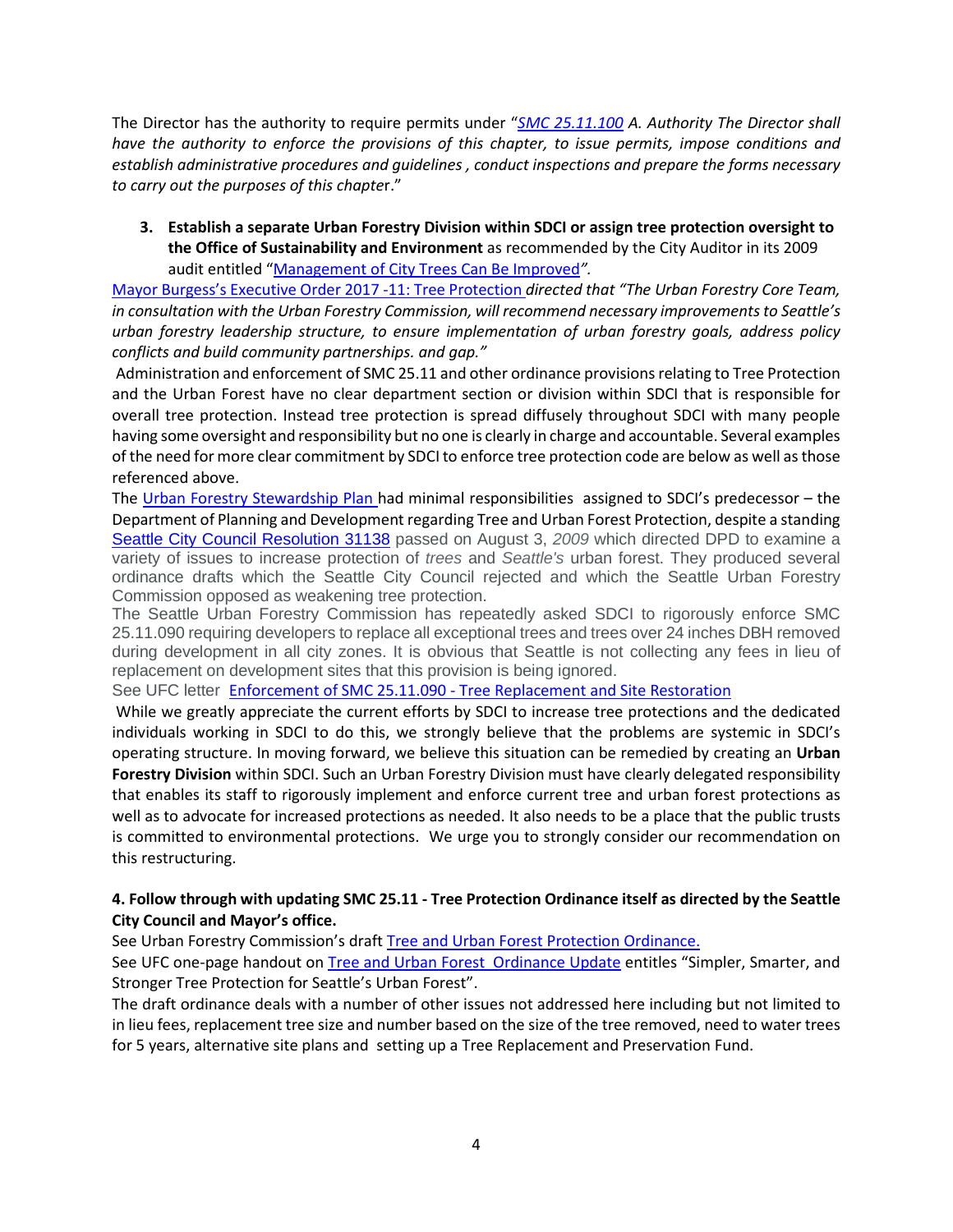The Director has the authority to require permits under "*SMC 25.11.100 A. Authority The Director shall have the authority to enforce the provisions of this chapter, to issue permits, impose conditions and establish administrative procedures and guidelines , conduct inspections and prepare the forms necessary to carry out the purposes of this chapte*r."

3. **Establish a separate Urban Forestry Division within SDCI or assign tree protection oversight to the Office of Sustainability and Environment** as recommended by the City Auditor in its 2009 audit entitled "Management of City Trees Can Be Improved*".*

Mayor Burgess's Executive Order 2017 -11: Tree Protection *directed that "The Urban Forestry Core Team, in consultation with the Urban Forestry Commission, will recommend necessary improvements to Seattle's urban forestry leadership structure, to ensure implementation of urban forestry goals, address policy conflicts and build community partnerships. and gap."*

Administration and enforcement of SMC 25.11 and other ordinance provisions relating to Tree Protection and the Urban Forest have no clear department section or division within SDCI that is responsible for overall tree protection. Instead tree protection is spread diffusely throughout SDCI with many people having some oversight and responsibility but no one is clearly in charge and accountable. Several examples of the need for more clear commitment by SDCI to enforce tree protection code are below as well as those referenced above.

The Urban Forestry Stewardship Plan had minimal responsibilities assigned to SDCI's predecessor – the Department of Planning and Development regarding Tree and Urban Forest Protection, despite a standing Seattle City Council Resolution 31138 passed on August 3, *2009* which directed DPD to examine a variety of issues to increase protection of *trees* and *Seattle's* urban forest. They produced several ordinance drafts which the Seattle City Council rejected and which the Seattle Urban Forestry Commission opposed as weakening tree protection.

The Seattle Urban Forestry Commission has repeatedly asked SDCI to rigorously enforce SMC 25.11.090 requiring developers to replace all exceptional trees and trees over 24 inches DBH removed during development in all city zones. It is obvious that Seattle is not collecting any fees in lieu of replacement on development sites that this provision is being ignored.

See UFC letter Enforcement of SMC 25.11.090 - Tree Replacement and Site Restoration

While we greatly appreciate the current efforts by SDCI to increase tree protections and the dedicated individuals working in SDCI to do this, we strongly believe that the problems are systemic in SDCI's operating structure. In moving forward, we believe this situation can be remedied by creating an **Urban Forestry Division** within SDCI. Such an Urban Forestry Division must have clearly delegated responsibility that enables its staff to rigorously implement and enforce current tree and urban forest protections as well as to advocate for increased protections as needed. It also needs to be a place that the public trusts is committed to environmental protections. We urge you to strongly consider our recommendation on this restructuring.

**4. Follow through with updating SMC 25.11 - Tree Protection Ordinance itself as directed by the Seattle City Council and Mayor's office.**

See Urban Forestry Commission's draft Tree and Urban Forest Protection Ordinance.

See UFC one-page handout on Tree and Urban Forest Ordinance Update entitles "Simpler, Smarter, and Stronger Tree Protection for Seattle's Urban Forest".

The draft ordinance deals with a number of other issues not addressed here including but not limited to in lieu fees, replacement tree size and number based on the size of the tree removed, need to water trees for 5 years, alternative site plans and setting up a Tree Replacement and Preservation Fund.